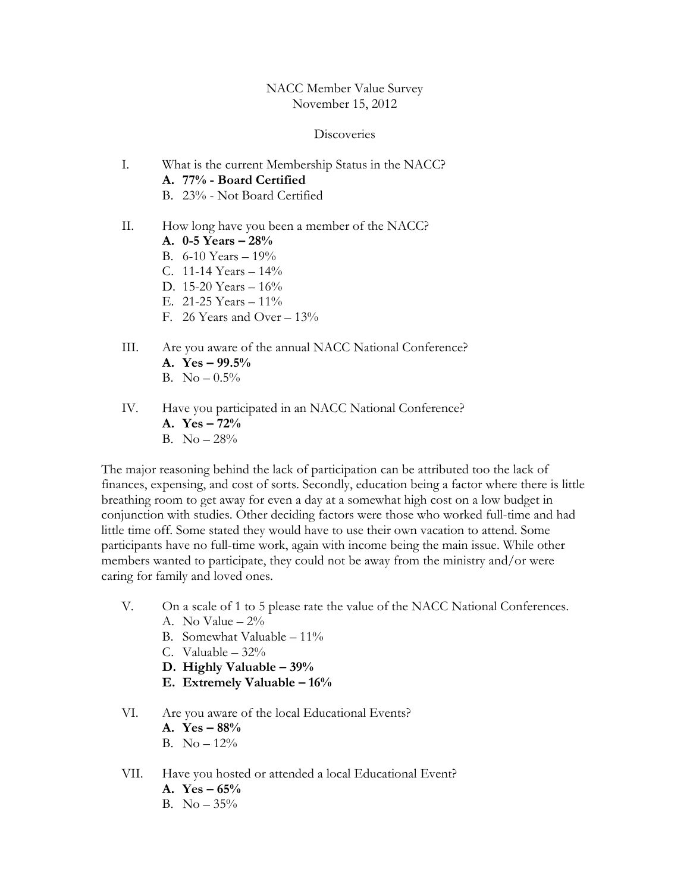NACC Member Value Survey
November 15, 2012

Discoveries

I. What is the current Membership Status in the NACC?
   **A. 77% - Board Certified**
   B. 23% - Not Board Certified

II. How long have you been a member of the NACC?
   **A. 0-5 Years – 28%**
   B. 6-10 Years – 19%
   C. 11-14 Years – 14%
   D. 15-20 Years – 16%
   E. 21-25 Years – 11%
   F. 26 Years and Over – 13%

III. Are you aware of the annual NACC National Conference?
   **A. Yes – 99.5%**
   B. No – 0.5%

IV. Have you participated in an NACC National Conference?
   **A. Yes – 72%**
   B. No – 28%

The major reasoning behind the lack of participation can be attributed too the lack of finances, expensing, and cost of sorts. Secondly, education being a factor where there is little breathing room to get away for even a day at a somewhat high cost on a low budget in conjunction with studies. Other deciding factors were those who worked full-time and had little time off. Some stated they would have to use their own vacation to attend. Some participants have no full-time work, again with income being the main issue. While other members wanted to participate, they could not be away from the ministry and/or were caring for family and loved ones.

V. On a scale of 1 to 5 please rate the value of the NACC National Conferences.
   A. No Value – 2%
   B. Somewhat Valuable – 11%
   C. Valuable – 32%
   **D. Highly Valuable – 39%**
   **E. Extremely Valuable – 16%**

VI. Are you aware of the local Educational Events?
   **A. Yes – 88%**
   B. No – 12%

VII. Have you hosted or attended a local Educational Event?
   **A. Yes – 65%**
   B. No – 35%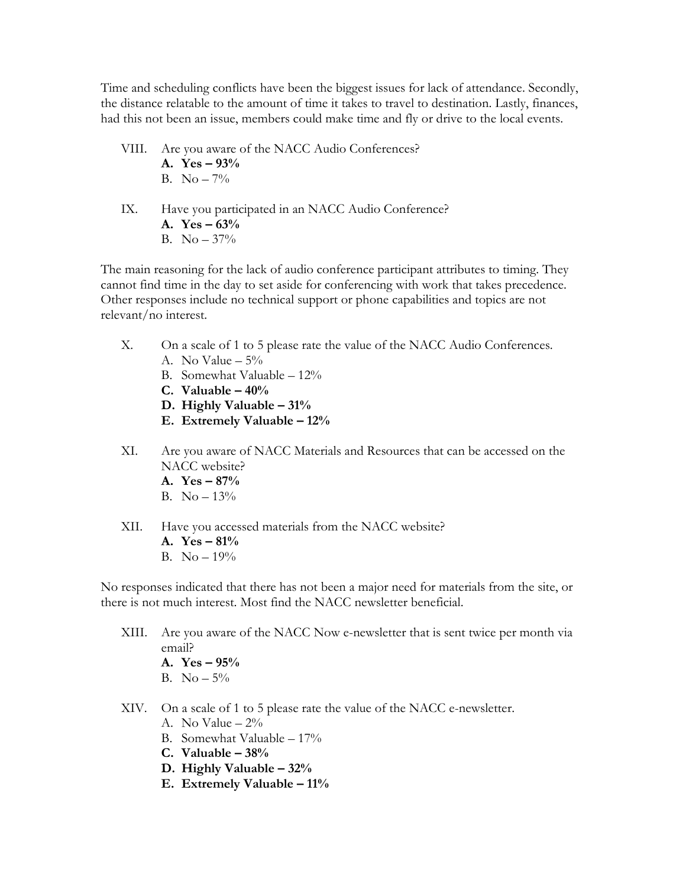Time and scheduling conflicts have been the biggest issues for lack of attendance. Secondly, the distance relatable to the amount of time it takes to travel to destination. Lastly, finances, had this not been an issue, members could make time and fly or drive to the local events.

VIII. Are you aware of the NACC Audio Conferences?
  **A. Yes – 93%**
  B. No – 7%

IX. Have you participated in an NACC Audio Conference?
  **A. Yes – 63%**
  B. No – 37%

The main reasoning for the lack of audio conference participant attributes to timing. They cannot find time in the day to set aside for conferencing with work that takes precedence. Other responses include no technical support or phone capabilities and topics are not relevant/no interest.

X. On a scale of 1 to 5 please rate the value of the NACC Audio Conferences.
  A. No Value – 5%
  B. Somewhat Valuable – 12%
  **C. Valuable – 40%**
  **D. Highly Valuable – 31%**
  **E. Extremely Valuable – 12%**

XI. Are you aware of NACC Materials and Resources that can be accessed on the NACC website?
  **A. Yes – 87%**
  B. No – 13%

XII. Have you accessed materials from the NACC website?
  **A. Yes – 81%**
  B. No – 19%

No responses indicated that there has not been a major need for materials from the site, or there is not much interest. Most find the NACC newsletter beneficial.

XIII. Are you aware of the NACC Now e-newsletter that is sent twice per month via email?
  **A. Yes – 95%**
  B. No – 5%

XIV. On a scale of 1 to 5 please rate the value of the NACC e-newsletter.
  A. No Value – 2%
  B. Somewhat Valuable – 17%
  **C. Valuable – 38%**
  **D. Highly Valuable – 32%**
  **E. Extremely Valuable – 11%**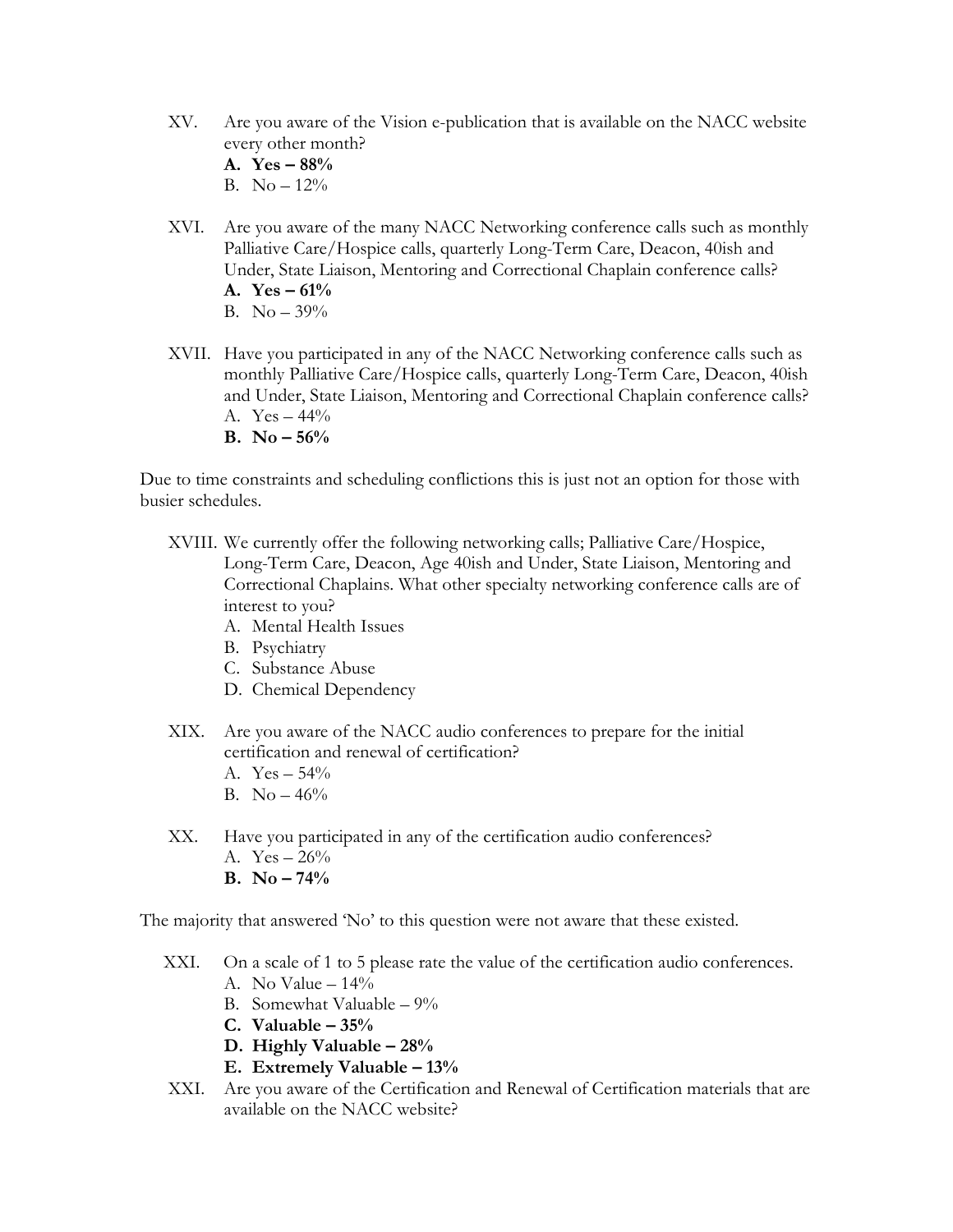XV. Are you aware of the Vision e-publication that is available on the NACC website every other month?

- **A. Yes – 88%**
- B. No – 12%

XVI. Are you aware of the many NACC Networking conference calls such as monthly Palliative Care/Hospice calls, quarterly Long-Term Care, Deacon, 40ish and Under, State Liaison, Mentoring and Correctional Chaplain conference calls?

- **A. Yes – 61%**
- B. No – 39%

XVII. Have you participated in any of the NACC Networking conference calls such as monthly Palliative Care/Hospice calls, quarterly Long-Term Care, Deacon, 40ish and Under, State Liaison, Mentoring and Correctional Chaplain conference calls?

- A. Yes – 44%
- **B. No – 56%**

Due to time constraints and scheduling conflictions this is just not an option for those with busier schedules.

XVIII. We currently offer the following networking calls; Palliative Care/Hospice, Long-Term Care, Deacon, Age 40ish and Under, State Liaison, Mentoring and Correctional Chaplains. What other specialty networking conference calls are of interest to you?

- A. Mental Health Issues
- B. Psychiatry
- C. Substance Abuse
- D. Chemical Dependency

XIX. Are you aware of the NACC audio conferences to prepare for the initial certification and renewal of certification?

- A. Yes – 54%
- B. No – 46%

XX. Have you participated in any of the certification audio conferences?

- A. Yes – 26%
- **B. No – 74%**

The majority that answered 'No' to this question were not aware that these existed.

XXI. On a scale of 1 to 5 please rate the value of the certification audio conferences.

- A. No Value – 14%
- B. Somewhat Valuable – 9%
- **C. Valuable – 35%**
- **D. Highly Valuable – 28%**
- **E. Extremely Valuable – 13%**

XXI. Are you aware of the Certification and Renewal of Certification materials that are available on the NACC website?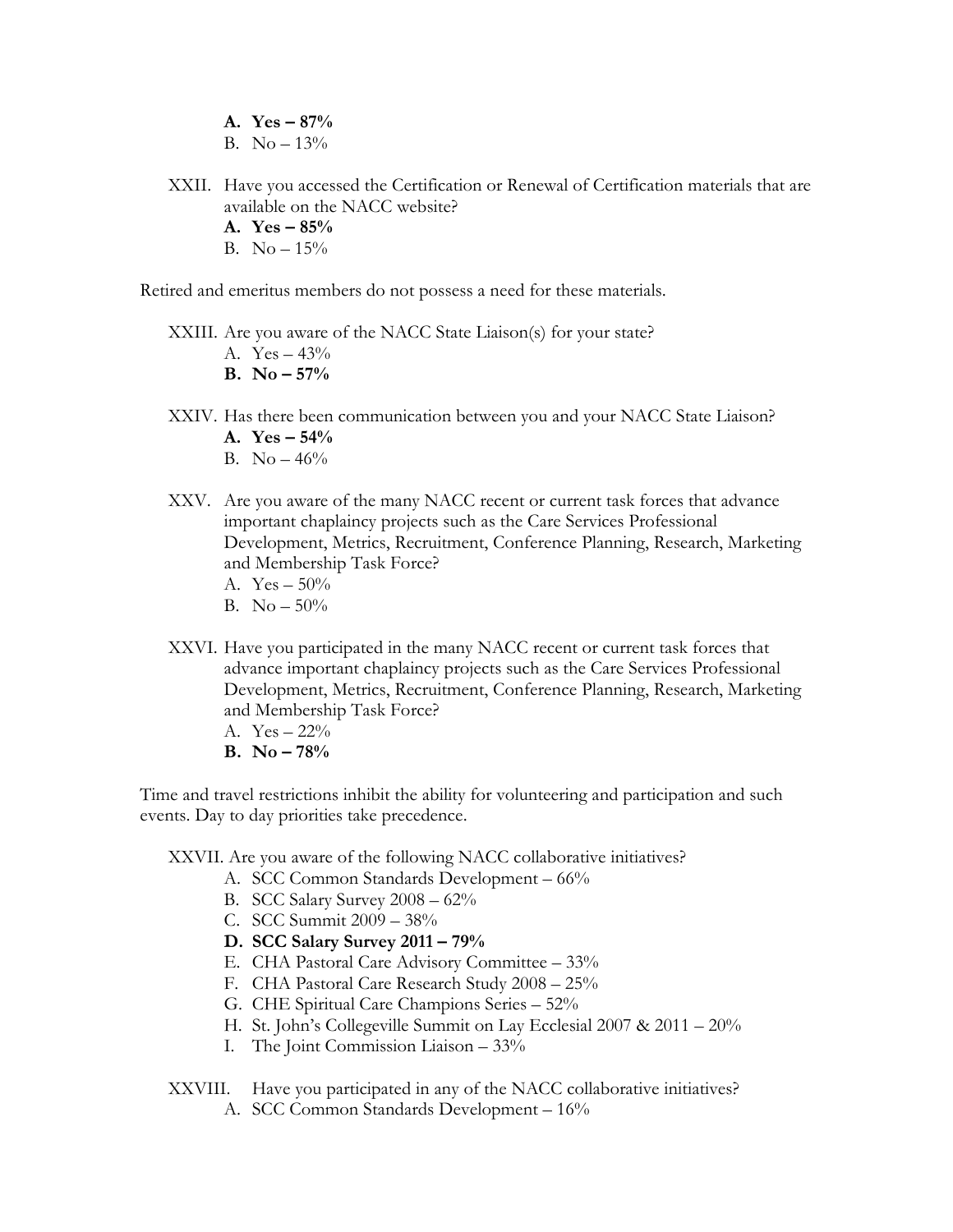A. **Yes – 87%**
B. No – 13%

XXII. Have you accessed the Certification or Renewal of Certification materials that are available on the NACC website?

A. **Yes – 85%**
B. No – 15%

Retired and emeritus members do not possess a need for these materials.

XXIII. Are you aware of the NACC State Liaison(s) for your state?

A. Yes – 43%
B. **No – 57%**

XXIV. Has there been communication between you and your NACC State Liaison?

A. **Yes – 54%**
B. No – 46%

XXV. Are you aware of the many NACC recent or current task forces that advance important chaplaincy projects such as the Care Services Professional Development, Metrics, Recruitment, Conference Planning, Research, Marketing and Membership Task Force?

A. Yes – 50%
B. No – 50%

XXVI. Have you participated in the many NACC recent or current task forces that advance important chaplaincy projects such as the Care Services Professional Development, Metrics, Recruitment, Conference Planning, Research, Marketing and Membership Task Force?

A. Yes – 22%
B. **No – 78%**

Time and travel restrictions inhibit the ability for volunteering and participation and such events. Day to day priorities take precedence.

XXVII. Are you aware of the following NACC collaborative initiatives?

A. SCC Common Standards Development – 66%
B. SCC Salary Survey 2008 – 62%
C. SCC Summit 2009 – 38%
D. **SCC Salary Survey 2011 – 79%**
E. CHA Pastoral Care Advisory Committee – 33%
F. CHA Pastoral Care Research Study 2008 – 25%
G. CHE Spiritual Care Champions Series – 52%
H. St. John's Collegeville Summit on Lay Ecclesial 2007 & 2011 – 20%
I. The Joint Commission Liaison – 33%

XXVIII. Have you participated in any of the NACC collaborative initiatives?

A. SCC Common Standards Development – 16%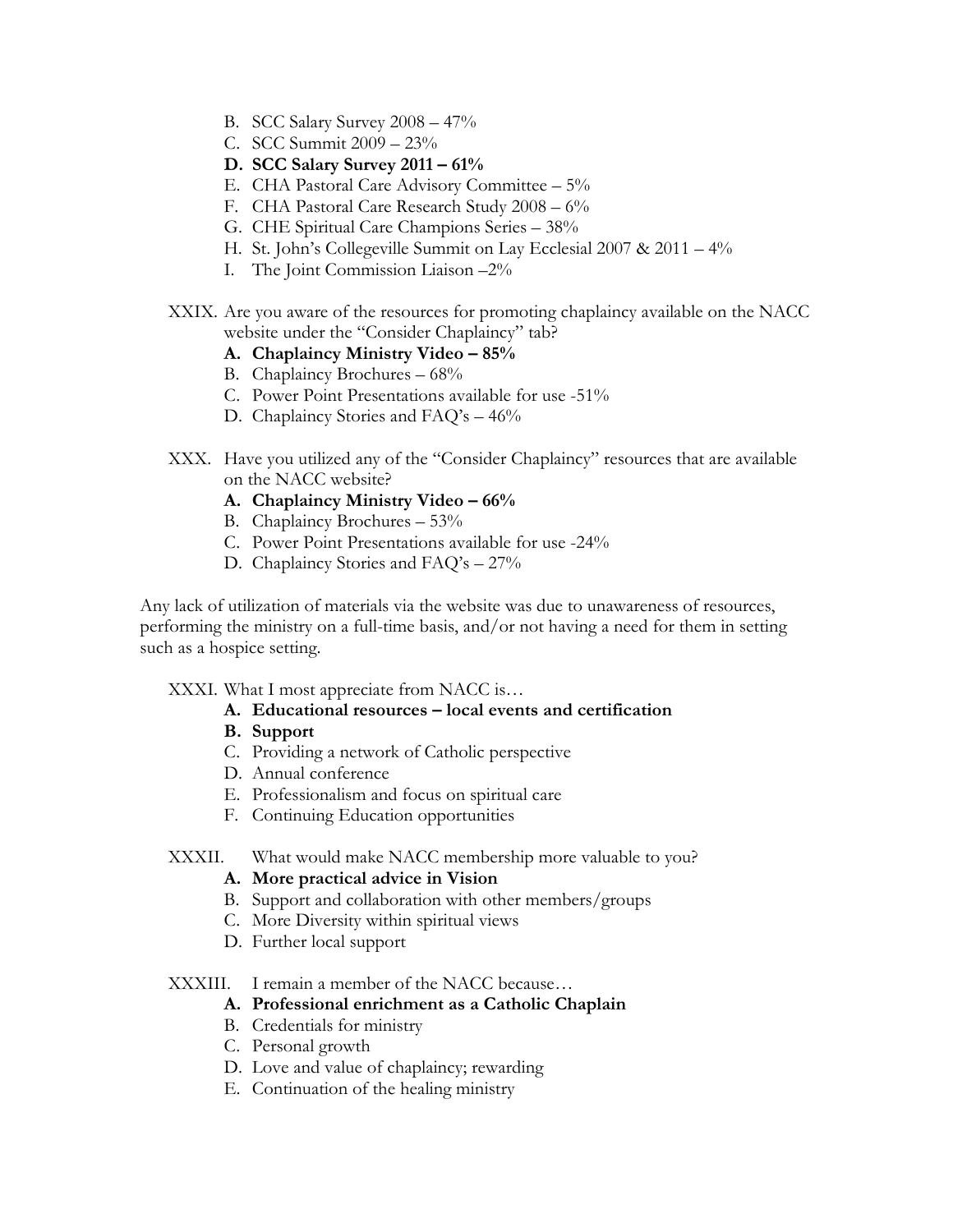B. SCC Salary Survey 2008 – 47%
C. SCC Summit 2009 – 23%
**D. SCC Salary Survey 2011 – 61%**
E. CHA Pastoral Care Advisory Committee – 5%
F. CHA Pastoral Care Research Study 2008 – 6%
G. CHE Spiritual Care Champions Series – 38%
H. St. John's Collegeville Summit on Lay Ecclesial 2007 & 2011 – 4%
I. The Joint Commission Liaison –2%

XXIX. Are you aware of the resources for promoting chaplaincy available on the NACC website under the "Consider Chaplaincy" tab?

**A. Chaplaincy Ministry Video – 85%**
B. Chaplaincy Brochures – 68%
C. Power Point Presentations available for use -51%
D. Chaplaincy Stories and FAQ's – 46%

XXX. Have you utilized any of the "Consider Chaplaincy" resources that are available on the NACC website?

**A. Chaplaincy Ministry Video – 66%**
B. Chaplaincy Brochures – 53%
C. Power Point Presentations available for use -24%
D. Chaplaincy Stories and FAQ's – 27%

Any lack of utilization of materials via the website was due to unawareness of resources, performing the ministry on a full-time basis, and/or not having a need for them in setting such as a hospice setting.

XXXI. What I most appreciate from NACC is…

**A. Educational resources – local events and certification**
**B. Support**
C. Providing a network of Catholic perspective
D. Annual conference
E. Professionalism and focus on spiritual care
F. Continuing Education opportunities

XXXII. What would make NACC membership more valuable to you?

**A. More practical advice in Vision**
B. Support and collaboration with other members/groups
C. More Diversity within spiritual views
D. Further local support

XXXIII. I remain a member of the NACC because…

**A. Professional enrichment as a Catholic Chaplain**
B. Credentials for ministry
C. Personal growth
D. Love and value of chaplaincy; rewarding
E. Continuation of the healing ministry